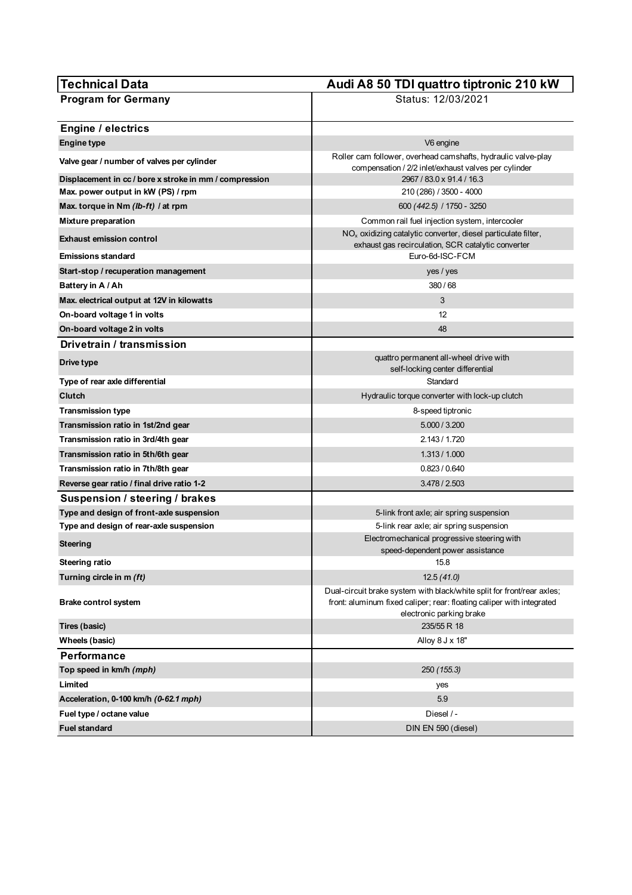| Technical Data | Audi A8 50 TDI quattro tiptronic 210 kW |
|---|---|
| **Program for Germany** | Status: 12/03/2021 |
| **Engine / electrics** | |
| **Engine type** | V6 engine |
| **Valve gear / number of valves per cylinder** | Roller cam follower, overhead camshafts, hydraulic valve-play compensation / 2/2 inlet/exhaust valves per cylinder |
| **Displacement in cc / bore x stroke in mm / compression** | 2967 / 83.0 x 91.4 / 16.3 |
| **Max. power output in kW (PS) / rpm** | 210 (286) / 3500 - 4000 |
| **Max. torque in Nm *(lb-ft)* / at rpm** | 600 *(442.5)* / 1750 - 3250 |
| **Mixture preparation** | Common rail fuel injection system, intercooler |
| **Exhaust emission control** | $NO_x$ oxidizing catalytic converter, diesel particulate filter, exhaust gas recirculation, SCR catalytic converter |
| **Emissions standard** | Euro-6d-ISC-FCM |
| **Start-stop / recuperation management** | yes / yes |
| **Battery in A / Ah** | 380 / 68 |
| **Max. electrical output at 12V in kilowatts** | 3 |
| **On-board voltage 1 in volts** | 12 |
| **On-board voltage 2 in volts** | 48 |
| **Drivetrain / transmission** | |
| **Drive type** | quattro permanent all-wheel drive with self-locking center differential |
| **Type of rear axle differential** | Standard |
| **Clutch** | Hydraulic torque converter with lock-up clutch |
| **Transmission type** | 8-speed tiptronic |
| **Transmission ratio in 1st/2nd gear** | 5.000 / 3.200 |
| **Transmission ratio in 3rd/4th gear** | 2.143 / 1.720 |
| **Transmission ratio in 5th/6th gear** | 1.313 / 1.000 |
| **Transmission ratio in 7th/8th gear** | 0.823 / 0.640 |
| **Reverse gear ratio / final drive ratio 1-2** | 3.478 / 2.503 |
| **Suspension / steering / brakes** | |
| **Type and design of front-axle suspension** | 5-link front axle; air spring suspension |
| **Type and design of rear-axle suspension** | 5-link rear axle; air spring suspension |
| **Steering** | Electromechanical progressive steering with speed-dependent power assistance |
| **Steering ratio** | 15.8 |
| **Turning circle in m *(ft)*** | 12.5 *(41.0)* |
| **Brake control system** | Dual-circuit brake system with black/white split for front/rear axles; front: aluminum fixed caliper; rear: floating caliper with integrated electronic parking brake |
| **Tires (basic)** | 235/55 R 18 |
| **Wheels (basic)** | Alloy 8 J x 18" |
| **Performance** | |
| **Top speed in km/h *(mph)*** | 250 *(155.3)* |
| **Limited** | yes |
| **Acceleration, 0-100 km/h *(0-62.1 mph)*** | 5.9 |
| **Fuel type / octane value** | Diesel / - |
| **Fuel standard** | DIN EN 590 (diesel) |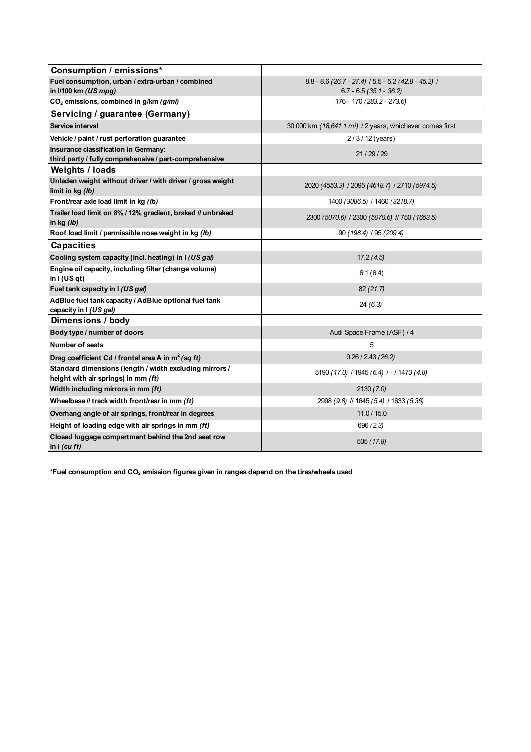| | |
|---|---|
| **Consumption / emissions*** | |
| **Fuel consumption, urban / extra-urban / combined in l/100 km *(US mpg)*** | 8.8 - 8.6 *(26.7 - 27.4)* / 5.5 - 5.2 *(42.8 - 45.2)* / 6.7 - 6.5 *(35.1 - 36.2)* |
| **$CO_2$ emissions, combined in g/km *(g/mi)*** | 176 - 170 *(283.2 - 273.6)* |
| **Servicing / guarantee (Germany)** | |
| **Service interval** | 30,000 km *(18,641.1 mi)* / 2 years, whichever comes first |
| **Vehicle / paint / rust perforation guarantee** | 2 / 3 / 12 (years) |
| **Insurance classification in Germany: third party / fully comprehensive / part-comprehensive** | 21 / 29 / 29 |
| **Weights / loads** | |
| **Unladen weight without driver / with driver / gross weight limit in kg *(lb)*** | 2020 *(4553.3)* / 2095 *(4618.7)* / 2710 *(5974.5)* |
| **Front/rear axle load limit in kg *(lb)*** | 1400 *(3086.5)* / 1460 *(3218.7)* |
| **Trailer load limit on 8% / 12% gradient, braked // unbraked in kg *(lb)*** | 2300 *(5070.6)* / 2300 *(5070.6)* // 750 *(1653.5)* |
| **Roof load limit / permissible nose weight in kg *(lb)*** | 90 *(198.4)* / 95 *(209.4)* |
| **Capacities** | |
| **Cooling system capacity (incl. heating) in l *(US gal)*** | 17.2 *(4.5)* |
| **Engine oil capacity, including filter (change volume) in l (US qt)** | 6.1 (6.4) |
| **Fuel tank capacity in l *(US gal)*** | 82 *(21.7)* |
| **AdBlue fuel tank capacity / AdBlue optional fuel tank capacity in l *(US gal)*** | 24 *(6.3)* |
| **Dimensions / body** | |
| **Body type / number of doors** | Audi Space Frame (ASF) / 4 |
| **Number of seats** | 5 |
| **Drag coefficient Cd / frontal area A in $m^2$ *(sq ft)*** | 0.26 / 2.43 *(26.2)* |
| **Standard dimensions (length / width excluding mirrors / height with air springs) in mm *(ft)*** | 5190 *(17.0)* / 1945 *(6.4)* / - / 1473 *(4.8)* |
| **Width including mirrors in mm *(ft)*** | 2130 *(7.0)* |
| **Wheelbase // track width front/rear in mm *(ft)*** | 2998 *(9.8)* // 1645 *(5.4)* / 1633 *(5.36)* |
| **Overhang angle of air springs, front/rear in degrees** | 11.0 / 15.0 |
| **Height of loading edge with air springs in mm *(ft)*** | 696 *(2.3)* |
| **Closed luggage compartment behind the 2nd seat row in l *(cu ft)*** | 505 *(17.8)* |

***Fuel consumption and $CO_2$ emission figures given in ranges depend on the tires/wheels used**